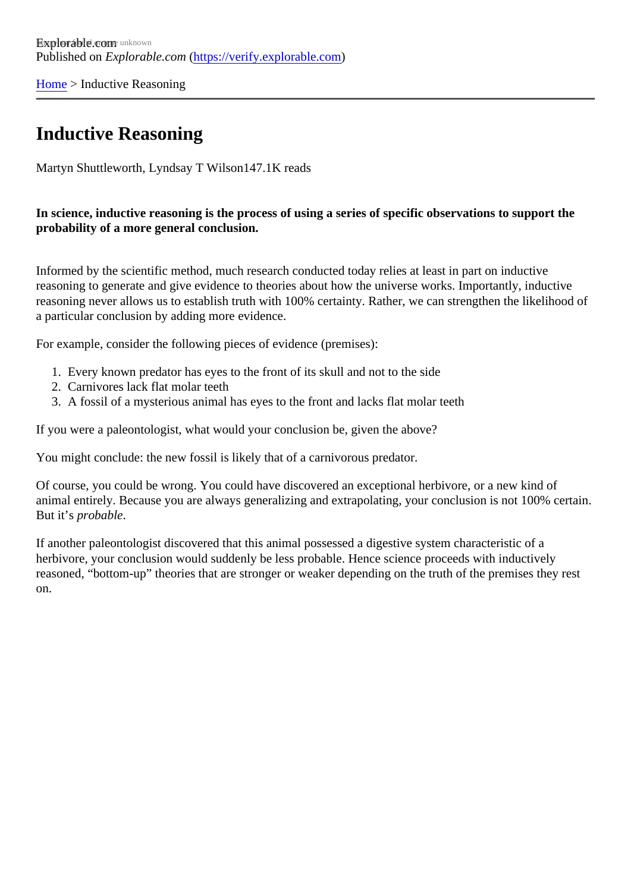Explorable.com
Published on *Explorable.com* (https://verify.explorable.com)

Home > Inductive Reasoning

# Inductive Reasoning

Martyn Shuttleworth, Lyndsay T Wilson147.1K reads

**In science, inductive reasoning is the process of using a series of specific observations to support the probability of a more general conclusion.**

Informed by the scientific method, much research conducted today relies at least in part on inductive reasoning to generate and give evidence to theories about how the universe works. Importantly, inductive reasoning never allows us to establish truth with 100% certainty. Rather, we can strengthen the likelihood of a particular conclusion by adding more evidence.

For example, consider the following pieces of evidence (premises):

1. Every known predator has eyes to the front of its skull and not to the side
2. Carnivores lack flat molar teeth
3. A fossil of a mysterious animal has eyes to the front and lacks flat molar teeth

If you were a paleontologist, what would your conclusion be, given the above?

You might conclude: the new fossil is likely that of a carnivorous predator.

Of course, you could be wrong. You could have discovered an exceptional herbivore, or a new kind of animal entirely. Because you are always generalizing and extrapolating, your conclusion is not 100% certain. But it's *probable*.

If another paleontologist discovered that this animal possessed a digestive system characteristic of a herbivore, your conclusion would suddenly be less probable. Hence science proceeds with inductively reasoned, "bottom-up" theories that are stronger or weaker depending on the truth of the premises they rest on.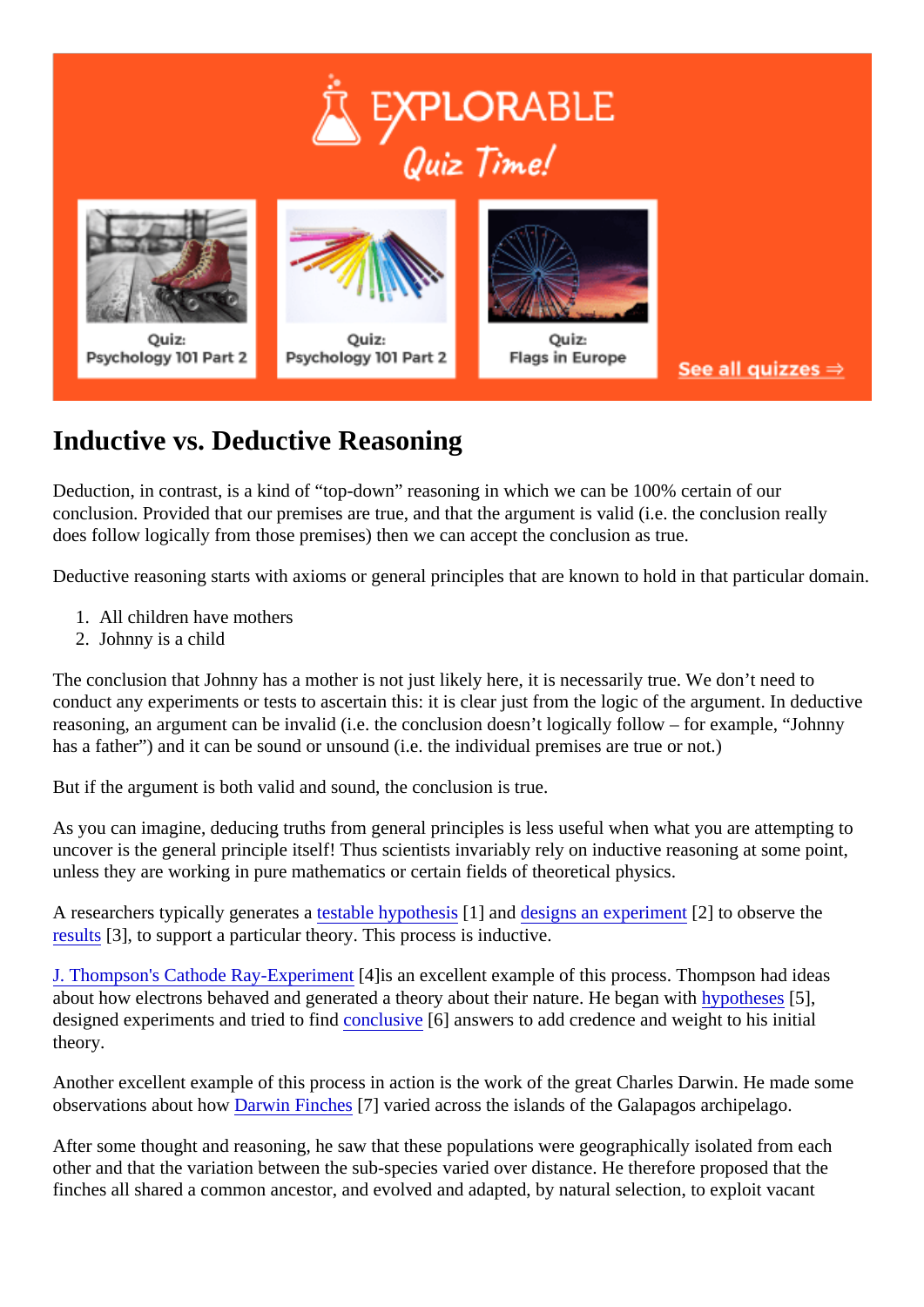## Inductive vs. Deductive Reasoning

Deduction, in contrast, is a kind of “top-down” reasoning in which we can be 100% certain of our conclusion. Provided that our premises are true, and that the argument is valid (i.e. the conclusion really does follow logically from those premises) then we can accept the conclusion as true.

Deductive reasoning starts with axioms or general principles that are known to hold in that particular domain.

1. All children have mothers
2. Johnny is a child

The conclusion that Johnny has a mother is not just likely here, it is necessarily true. We don’t need to conduct any experiments or tests to ascertain this: it is clear just from the logic of the argument. In deductive reasoning, an argument can be invalid (i.e. the conclusion doesn’t logically follow – for example, “Johnny has a father”) and it can be sound or unsound (i.e. the individual premises are true or not.)

But if the argument is both valid and sound, the conclusion is true.

As you can imagine, deducing truths from general principles is less useful when what you are attempting to uncover is the general principle itself! Thus scientists invariably rely on inductive reasoning at some point, unless they are working in pure mathematics or certain fields of theoretical physics.

A researchers typically generates a testable hypothesis [1] and designs an experiment [2] to observe the results [3], to support a particular theory. This process is inductive.

J. Thompson's Cathode Ray-Experiment [4]is an excellent example of this process. Thompson had ideas about how electrons behaved and generated a theory about their nature. He began with hypotheses [5], designed experiments and tried to find conclusive [6] answers to add credence and weight to his initial theory.

Another excellent example of this process in action is the work of the great Charles Darwin. He made some observations about how Darwin Finches [7] varied across the islands of the Galapagos archipelago.

After some thought and reasoning, he saw that these populations were geographically isolated from each other and that the variation between the sub-species varied over distance. He therefore proposed that the finches all shared a common ancestor, and evolved and adapted, by natural selection, to exploit vacant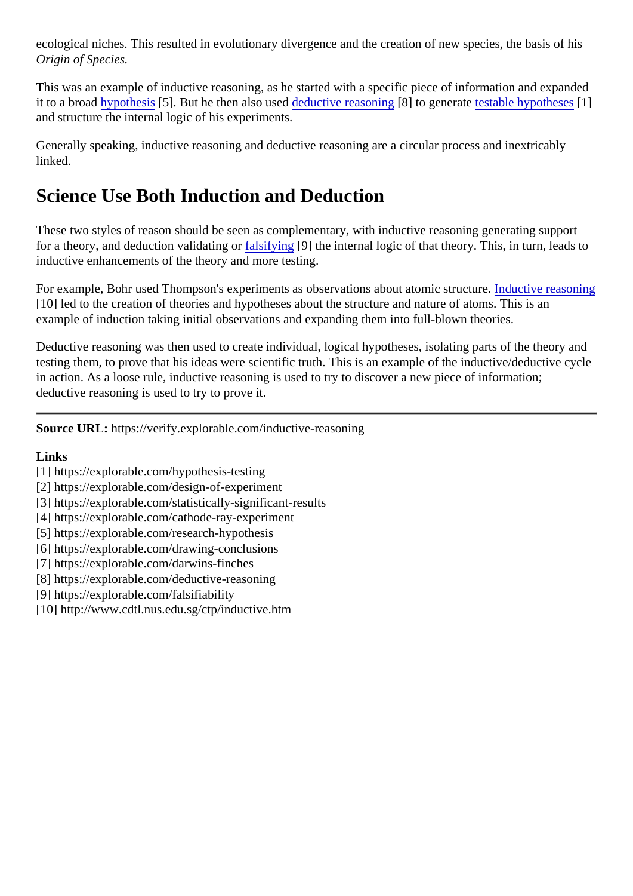ecological niches. This resulted in evolutionary divergence and the creation of new species, the basis of his *Origin of Species.*

This was an example of inductive reasoning, as he started with a specific piece of information and expanded it to a broad hypothesis [5]. But he then also used deductive reasoning [8] to generate testable hypotheses [1] and structure the internal logic of his experiments.

Generally speaking, inductive reasoning and deductive reasoning are a circular process and inextricably linked.

## Science Use Both Induction and Deduction

These two styles of reason should be seen as complementary, with inductive reasoning generating support for a theory, and deduction validating or falsifying [9] the internal logic of that theory. This, in turn, leads to inductive enhancements of the theory and more testing.

For example, Bohr used Thompson's experiments as observations about atomic structure. Inductive reasoning [10] led to the creation of theories and hypotheses about the structure and nature of atoms. This is an example of induction taking initial observations and expanding them into full-blown theories.

Deductive reasoning was then used to create individual, logical hypotheses, isolating parts of the theory and testing them, to prove that his ideas were scientific truth. This is an example of the inductive/deductive cycle in action. As a loose rule, inductive reasoning is used to try to discover a new piece of information; deductive reasoning is used to try to prove it.

---

**Source URL:** https://verify.explorable.com/inductive-reasoning

**Links**
[1] https://explorable.com/hypothesis-testing
[2] https://explorable.com/design-of-experiment
[3] https://explorable.com/statistically-significant-results
[4] https://explorable.com/cathode-ray-experiment
[5] https://explorable.com/research-hypothesis
[6] https://explorable.com/drawing-conclusions
[7] https://explorable.com/darwins-finches
[8] https://explorable.com/deductive-reasoning
[9] https://explorable.com/falsifiability
[10] http://www.cdtl.nus.edu.sg/ctp/inductive.htm